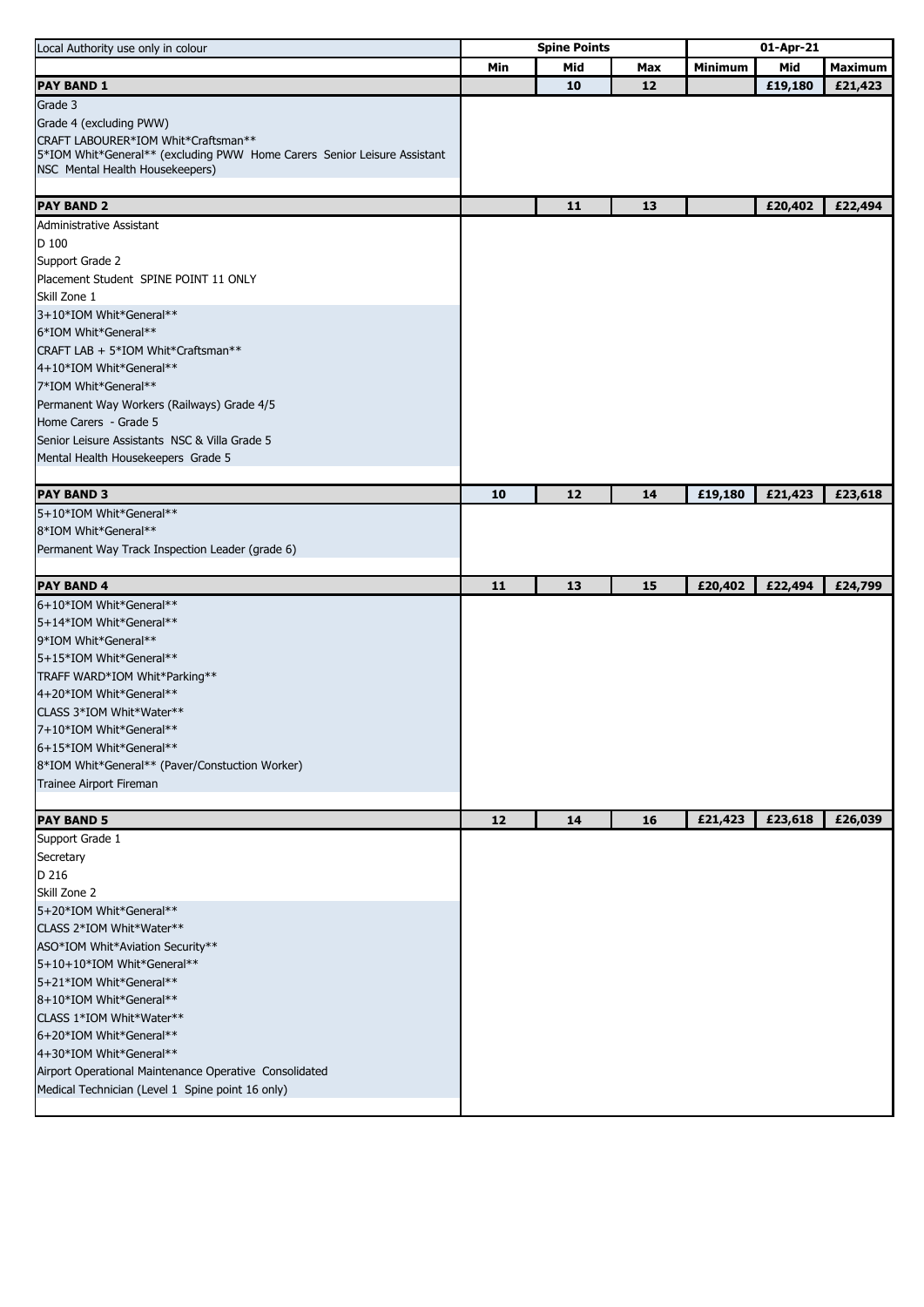| Local Authority use only in colour | Spine Points | | | 01-Apr-21 | | |
|---|---|---|---|---|---|---|
| | Min | Mid | Max | Minimum | Mid | Maximum |
| **PAY BAND 1** | | 10 | 12 | | £19,180 | £21,423 |
| Grade 3 | | | | | | |
| Grade 4 (excluding PWW) | | | | | | |
| CRAFT LABOURER*IOM Whit*Craftsman** | | | | | | |
| 5*IOM Whit*General** (excluding PWW Home Carers Senior Leisure Assistant NSC Mental Health Housekeepers) | | | | | | |
| **PAY BAND 2** | | 11 | 13 | | £20,402 | £22,494 |
| Administrative Assistant | | | | | | |
| D 100 | | | | | | |
| Support Grade 2 | | | | | | |
| Placement Student SPINE POINT 11 ONLY | | | | | | |
| Skill Zone 1 | | | | | | |
| 3+10*IOM Whit*General** | | | | | | |
| 6*IOM Whit*General** | | | | | | |
| CRAFT LAB + 5*IOM Whit*Craftsman** | | | | | | |
| 4+10*IOM Whit*General** | | | | | | |
| 7*IOM Whit*General** | | | | | | |
| Permanent Way Workers (Railways) Grade 4/5 | | | | | | |
| Home Carers - Grade 5 | | | | | | |
| Senior Leisure Assistants NSC & Villa Grade 5 | | | | | | |
| Mental Health Housekeepers Grade 5 | | | | | | |
| **PAY BAND 3** | 10 | 12 | 14 | £19,180 | £21,423 | £23,618 |
| 5+10*IOM Whit*General** | | | | | | |
| 8*IOM Whit*General** | | | | | | |
| Permanent Way Track Inspection Leader (grade 6) | | | | | | |
| **PAY BAND 4** | 11 | 13 | 15 | £20,402 | £22,494 | £24,799 |
| 6+10*IOM Whit*General** | | | | | | |
| 5+14*IOM Whit*General** | | | | | | |
| 9*IOM Whit*General** | | | | | | |
| 5+15*IOM Whit*General** | | | | | | |
| TRAFF WARD*IOM Whit*Parking** | | | | | | |
| 4+20*IOM Whit*General** | | | | | | |
| CLASS 3*IOM Whit*Water** | | | | | | |
| 7+10*IOM Whit*General** | | | | | | |
| 6+15*IOM Whit*General** | | | | | | |
| 8*IOM Whit*General** (Paver/Constuction Worker) | | | | | | |
| Trainee Airport Fireman | | | | | | |
| **PAY BAND 5** | 12 | 14 | 16 | £21,423 | £23,618 | £26,039 |
| Support Grade 1 | | | | | | |
| Secretary | | | | | | |
| D 216 | | | | | | |
| Skill Zone 2 | | | | | | |
| 5+20*IOM Whit*General** | | | | | | |
| CLASS 2*IOM Whit*Water** | | | | | | |
| ASO*IOM Whit*Aviation Security** | | | | | | |
| 5+10+10*IOM Whit*General** | | | | | | |
| 5+21*IOM Whit*General** | | | | | | |
| 8+10*IOM Whit*General** | | | | | | |
| CLASS 1*IOM Whit*Water** | | | | | | |
| 6+20*IOM Whit*General** | | | | | | |
| 4+30*IOM Whit*General** | | | | | | |
| Airport Operational Maintenance Operative Consolidated | | | | | | |
| Medical Technician (Level 1 Spine point 16 only) | | | | | | |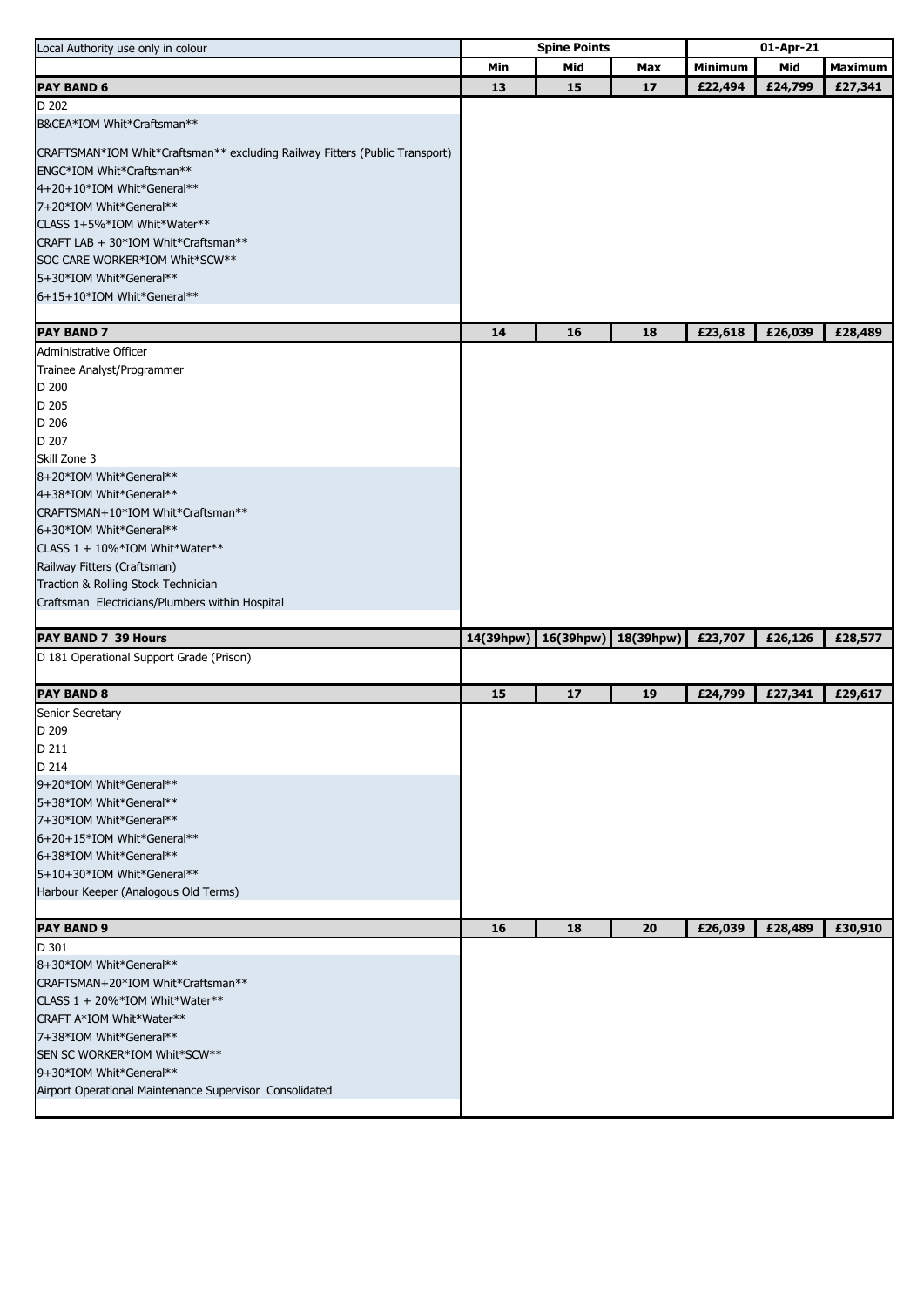| Local Authority use only in colour | Spine Points | | | 01-Apr-21 | | |
|---|---|---|---|---|---|---|
| | Min | Mid | Max | Minimum | Mid | Maximum |
| **PAY BAND 6** | **13** | **15** | **17** | **£22,494** | **£24,799** | **£27,341** |
| D 202 | | | | | | |
| B&CEA*IOM Whit*Craftsman** | | | | | | |
| CRAFTSMAN*IOM Whit*Craftsman** excluding Railway Fitters (Public Transport) | | | | | | |
| ENGC*IOM Whit*Craftsman** | | | | | | |
| 4+20+10*IOM Whit*General** | | | | | | |
| 7+20*IOM Whit*General** | | | | | | |
| CLASS 1+5%*IOM Whit*Water** | | | | | | |
| CRAFT LAB + 30*IOM Whit*Craftsman** | | | | | | |
| SOC CARE WORKER*IOM Whit*SCW** | | | | | | |
| 5+30*IOM Whit*General** | | | | | | |
| 6+15+10*IOM Whit*General** | | | | | | |
| **PAY BAND 7** | **14** | **16** | **18** | **£23,618** | **£26,039** | **£28,489** |
| Administrative Officer | | | | | | |
| Trainee Analyst/Programmer | | | | | | |
| D 200 | | | | | | |
| D 205 | | | | | | |
| D 206 | | | | | | |
| D 207 | | | | | | |
| Skill Zone 3 | | | | | | |
| 8+20*IOM Whit*General** | | | | | | |
| 4+38*IOM Whit*General** | | | | | | |
| CRAFTSMAN+10*IOM Whit*Craftsman** | | | | | | |
| 6+30*IOM Whit*General** | | | | | | |
| CLASS 1 + 10%*IOM Whit*Water** | | | | | | |
| Railway Fitters (Craftsman) | | | | | | |
| Traction & Rolling Stock Technician | | | | | | |
| Craftsman Electricians/Plumbers within Hospital | | | | | | |
| **PAY BAND 7 39 Hours** | **14(39hpw)** | **16(39hpw)** | **18(39hpw)** | **£23,707** | **£26,126** | **£28,577** |
| D 181 Operational Support Grade (Prison) | | | | | | |
| **PAY BAND 8** | **15** | **17** | **19** | **£24,799** | **£27,341** | **£29,617** |
| Senior Secretary | | | | | | |
| D 209 | | | | | | |
| D 211 | | | | | | |
| D 214 | | | | | | |
| 9+20*IOM Whit*General** | | | | | | |
| 5+38*IOM Whit*General** | | | | | | |
| 7+30*IOM Whit*General** | | | | | | |
| 6+20+15*IOM Whit*General** | | | | | | |
| 6+38*IOM Whit*General** | | | | | | |
| 5+10+30*IOM Whit*General** | | | | | | |
| Harbour Keeper (Analogous Old Terms) | | | | | | |
| **PAY BAND 9** | **16** | **18** | **20** | **£26,039** | **£28,489** | **£30,910** |
| D 301 | | | | | | |
| 8+30*IOM Whit*General** | | | | | | |
| CRAFTSMAN+20*IOM Whit*Craftsman** | | | | | | |
| CLASS 1 + 20%*IOM Whit*Water** | | | | | | |
| CRAFT A*IOM Whit*Water** | | | | | | |
| 7+38*IOM Whit*General** | | | | | | |
| SEN SC WORKER*IOM Whit*SCW** | | | | | | |
| 9+30*IOM Whit*General** | | | | | | |
| Airport Operational Maintenance Supervisor Consolidated | | | | | | |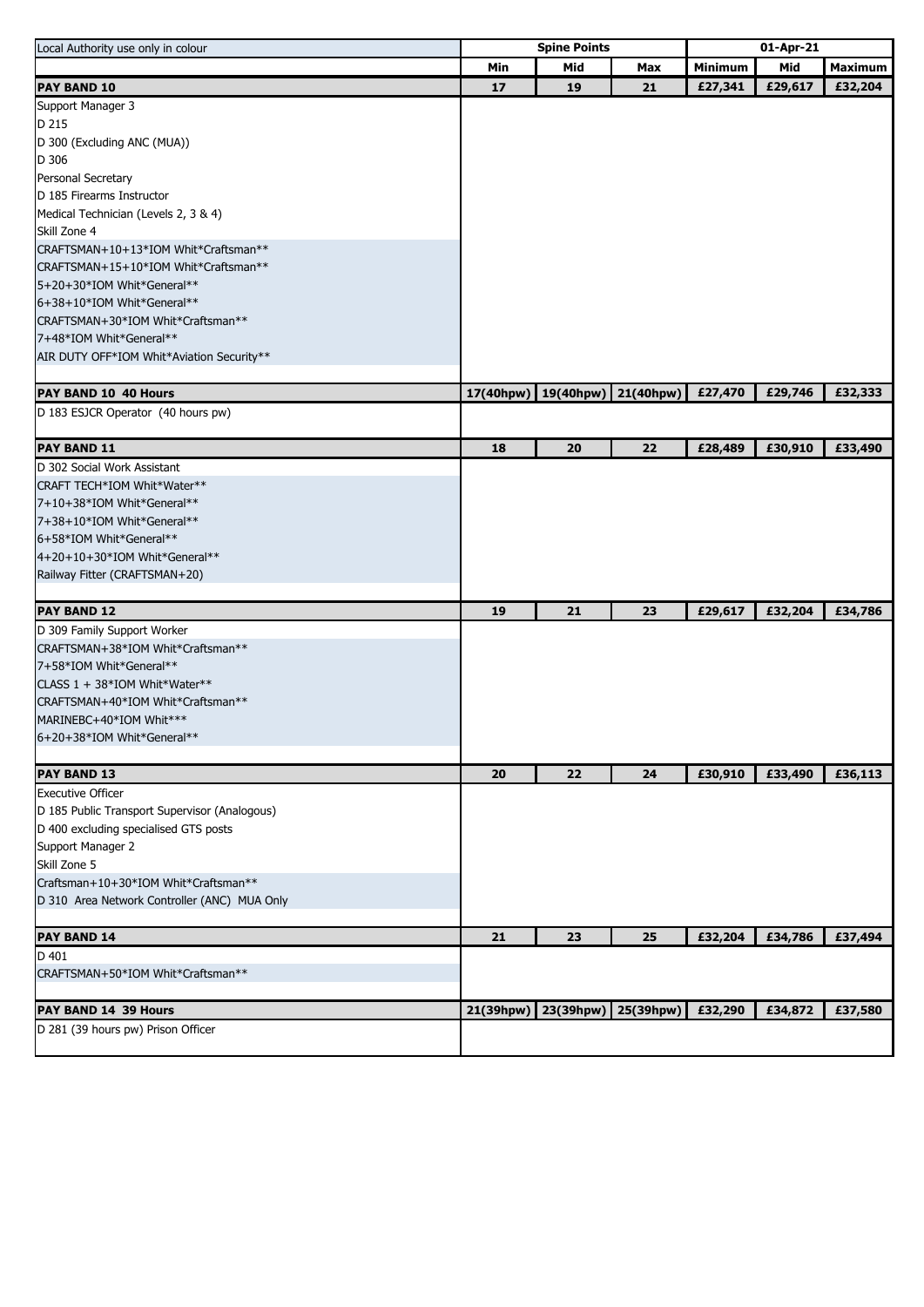| Local Authority use only in colour | Spine Points | | | 01-Apr-21 | | |
|---|---|---|---|---|---|---|
| | Min | Mid | Max | Minimum | Mid | Maximum |
| **PAY BAND 10** | **17** | **19** | **21** | **£27,341** | **£29,617** | **£32,204** |
| Support Manager 3 | | | | | | |
| D 215 | | | | | | |
| D 300 (Excluding ANC (MUA)) | | | | | | |
| D 306 | | | | | | |
| Personal Secretary | | | | | | |
| D 185 Firearms Instructor | | | | | | |
| Medical Technician (Levels 2, 3 & 4) | | | | | | |
| Skill Zone 4 | | | | | | |
| CRAFTSMAN+10+13*IOM Whit*Craftsman** | | | | | | |
| CRAFTSMAN+15+10*IOM Whit*Craftsman** | | | | | | |
| 5+20+30*IOM Whit*General** | | | | | | |
| 6+38+10*IOM Whit*General** | | | | | | |
| CRAFTSMAN+30*IOM Whit*Craftsman** | | | | | | |
| 7+48*IOM Whit*General** | | | | | | |
| AIR DUTY OFF*IOM Whit*Aviation Security** | | | | | | |
| **PAY BAND 10 40 Hours** | **17(40hpw)** | **19(40hpw)** | **21(40hpw)** | **£27,470** | **£29,746** | **£32,333** |
| D 183 ESJCR Operator (40 hours pw) | | | | | | |
| **PAY BAND 11** | **18** | **20** | **22** | **£28,489** | **£30,910** | **£33,490** |
| D 302 Social Work Assistant | | | | | | |
| CRAFT TECH*IOM Whit*Water** | | | | | | |
| 7+10+38*IOM Whit*General** | | | | | | |
| 7+38+10*IOM Whit*General** | | | | | | |
| 6+58*IOM Whit*General** | | | | | | |
| 4+20+10+30*IOM Whit*General** | | | | | | |
| Railway Fitter (CRAFTSMAN+20) | | | | | | |
| **PAY BAND 12** | **19** | **21** | **23** | **£29,617** | **£32,204** | **£34,786** |
| D 309 Family Support Worker | | | | | | |
| CRAFTSMAN+38*IOM Whit*Craftsman** | | | | | | |
| 7+58*IOM Whit*General** | | | | | | |
| CLASS 1 + 38*IOM Whit*Water** | | | | | | |
| CRAFTSMAN+40*IOM Whit*Craftsman** | | | | | | |
| MARINEBC+40*IOM Whit*** | | | | | | |
| 6+20+38*IOM Whit*General** | | | | | | |
| **PAY BAND 13** | **20** | **22** | **24** | **£30,910** | **£33,490** | **£36,113** |
| Executive Officer | | | | | | |
| D 185 Public Transport Supervisor (Analogous) | | | | | | |
| D 400 excluding specialised GTS posts | | | | | | |
| Support Manager 2 | | | | | | |
| Skill Zone 5 | | | | | | |
| Craftsman+10+30*IOM Whit*Craftsman** | | | | | | |
| D 310 Area Network Controller (ANC) MUA Only | | | | | | |
| **PAY BAND 14** | **21** | **23** | **25** | **£32,204** | **£34,786** | **£37,494** |
| D 401 | | | | | | |
| CRAFTSMAN+50*IOM Whit*Craftsman** | | | | | | |
| **PAY BAND 14 39 Hours** | **21(39hpw)** | **23(39hpw)** | **25(39hpw)** | **£32,290** | **£34,872** | **£37,580** |
| D 281 (39 hours pw) Prison Officer | | | | | | |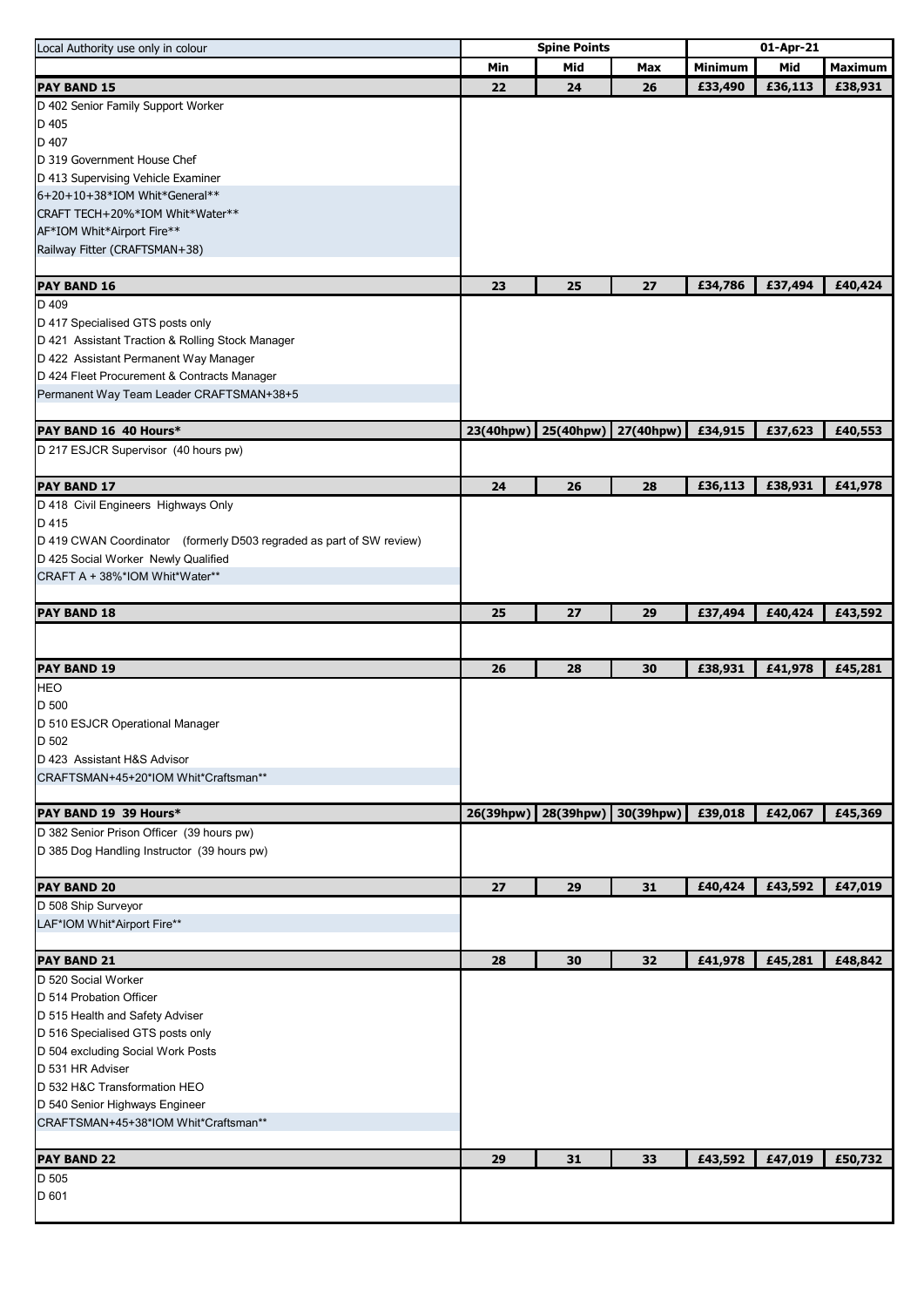| Local Authority use only in colour | Spine Points | | | 01-Apr-21 | | |
|---|---|---|---|---|---|---|
| | Min | Mid | Max | Minimum | Mid | Maximum |
| **PAY BAND 15** | **22** | **24** | **26** | **£33,490** | **£36,113** | **£38,931** |
| D 402 Senior Family Support Worker | | | | | | |
| D 405 | | | | | | |
| D 407 | | | | | | |
| D 319 Government House Chef | | | | | | |
| D 413 Supervising Vehicle Examiner | | | | | | |
| 6+20+10+38*IOM Whit*General** | | | | | | |
| CRAFT TECH+20%*IOM Whit*Water** | | | | | | |
| AF*IOM Whit*Airport Fire** | | | | | | |
| Railway Fitter (CRAFTSMAN+38) | | | | | | |
| **PAY BAND 16** | **23** | **25** | **27** | **£34,786** | **£37,494** | **£40,424** |
| D 409 | | | | | | |
| D 417 Specialised GTS posts only | | | | | | |
| D 421 Assistant Traction & Rolling Stock Manager | | | | | | |
| D 422 Assistant Permanent Way Manager | | | | | | |
| D 424 Fleet Procurement & Contracts Manager | | | | | | |
| Permanent Way Team Leader CRAFTSMAN+38+5 | | | | | | |
| **PAY BAND 16 40 Hours*** | **23(40hpw)** | **25(40hpw)** | **27(40hpw)** | **£34,915** | **£37,623** | **£40,553** |
| D 217 ESJCR Supervisor (40 hours pw) | | | | | | |
| **PAY BAND 17** | **24** | **26** | **28** | **£36,113** | **£38,931** | **£41,978** |
| D 418 Civil Engineers Highways Only | | | | | | |
| D 415 | | | | | | |
| D 419 CWAN Coordinator (formerly D503 regraded as part of SW review) | | | | | | |
| D 425 Social Worker Newly Qualified | | | | | | |
| CRAFT A + 38%*IOM Whit*Water** | | | | | | |
| **PAY BAND 18** | **25** | **27** | **29** | **£37,494** | **£40,424** | **£43,592** |
| **PAY BAND 19** | **26** | **28** | **30** | **£38,931** | **£41,978** | **£45,281** |
| HEO | | | | | | |
| D 500 | | | | | | |
| D 510 ESJCR Operational Manager | | | | | | |
| D 502 | | | | | | |
| D 423 Assistant H&S Advisor | | | | | | |
| CRAFTSMAN+45+20*IOM Whit*Craftsman** | | | | | | |
| **PAY BAND 19 39 Hours*** | **26(39hpw)** | **28(39hpw)** | **30(39hpw)** | **£39,018** | **£42,067** | **£45,369** |
| D 382 Senior Prison Officer (39 hours pw) | | | | | | |
| D 385 Dog Handling Instructor (39 hours pw) | | | | | | |
| **PAY BAND 20** | **27** | **29** | **31** | **£40,424** | **£43,592** | **£47,019** |
| D 508 Ship Surveyor | | | | | | |
| LAF*IOM Whit*Airport Fire** | | | | | | |
| **PAY BAND 21** | **28** | **30** | **32** | **£41,978** | **£45,281** | **£48,842** |
| D 520 Social Worker | | | | | | |
| D 514 Probation Officer | | | | | | |
| D 515 Health and Safety Adviser | | | | | | |
| D 516 Specialised GTS posts only | | | | | | |
| D 504 excluding Social Work Posts | | | | | | |
| D 531 HR Adviser | | | | | | |
| D 532 H&C Transformation HEO | | | | | | |
| D 540 Senior Highways Engineer | | | | | | |
| CRAFTSMAN+45+38*IOM Whit*Craftsman** | | | | | | |
| **PAY BAND 22** | **29** | **31** | **33** | **£43,592** | **£47,019** | **£50,732** |
| D 505 | | | | | | |
| D 601 | | | | | | |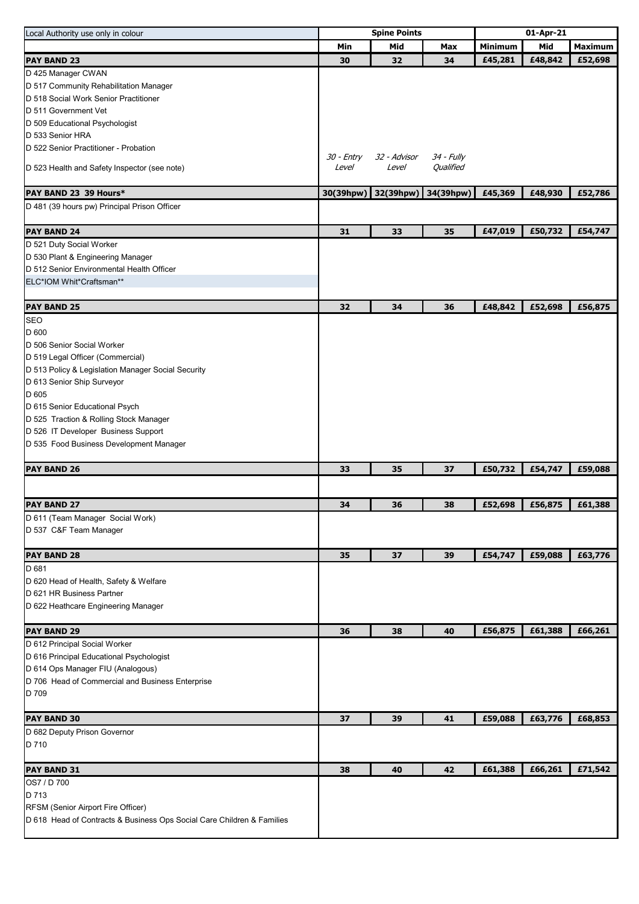| Local Authority use only in colour | Spine Points | | | 01-Apr-21 | | |
|---|---|---|---|---|---|---|
| | **Min** | **Mid** | **Max** | **Minimum** | **Mid** | **Maximum** |
| **PAY BAND 23** | **30** | **32** | **34** | **£45,281** | **£48,842** | **£52,698** |
| D 425 Manager CWAN | | | | | | |
| D 517 Community Rehabilitation Manager | | | | | | |
| D 518 Social Work Senior Practitioner | | | | | | |
| D 511 Government Vet | | | | | | |
| D 509 Educational Psychologist | | | | | | |
| D 533 Senior HRA | | | | | | |
| D 522 Senior Practitioner - Probation | | | | | | |
| D 523 Health and Safety Inspector (see note) | *30 - Entry Level* | *32 - Advisor Level* | *34 - Fully Qualified* | | | |
| **PAY BAND 23 39 Hours*** | **30(39hpw)** | **32(39hpw)** | **34(39hpw)** | **£45,369** | **£48,930** | **£52,786** |
| D 481 (39 hours pw) Principal Prison Officer | | | | | | |
| **PAY BAND 24** | **31** | **33** | **35** | **£47,019** | **£50,732** | **£54,747** |
| D 521 Duty Social Worker | | | | | | |
| D 530 Plant & Engineering Manager | | | | | | |
| D 512 Senior Environmental Health Officer | | | | | | |
| ELC*IOM Whit*Craftsman** | | | | | | |
| **PAY BAND 25** | **32** | **34** | **36** | **£48,842** | **£52,698** | **£56,875** |
| SEO | | | | | | |
| D 600 | | | | | | |
| D 506 Senior Social Worker | | | | | | |
| D 519 Legal Officer (Commercial) | | | | | | |
| D 513 Policy & Legislation Manager Social Security | | | | | | |
| D 613 Senior Ship Surveyor | | | | | | |
| D 605 | | | | | | |
| D 615 Senior Educational Psych | | | | | | |
| D 525 Traction & Rolling Stock Manager | | | | | | |
| D 526 IT Developer Business Support | | | | | | |
| D 535 Food Business Development Manager | | | | | | |
| **PAY BAND 26** | **33** | **35** | **37** | **£50,732** | **£54,747** | **£59,088** |
| **PAY BAND 27** | **34** | **36** | **38** | **£52,698** | **£56,875** | **£61,388** |
| D 611 (Team Manager Social Work) | | | | | | |
| D 537 C&F Team Manager | | | | | | |
| **PAY BAND 28** | **35** | **37** | **39** | **£54,747** | **£59,088** | **£63,776** |
| D 681 | | | | | | |
| D 620 Head of Health, Safety & Welfare | | | | | | |
| D 621 HR Business Partner | | | | | | |
| D 622 Heathcare Engineering Manager | | | | | | |
| **PAY BAND 29** | **36** | **38** | **40** | **£56,875** | **£61,388** | **£66,261** |
| D 612 Principal Social Worker | | | | | | |
| D 616 Principal Educational Psychologist | | | | | | |
| D 614 Ops Manager FIU (Analogous) | | | | | | |
| D 706 Head of Commercial and Business Enterprise | | | | | | |
| D 709 | | | | | | |
| **PAY BAND 30** | **37** | **39** | **41** | **£59,088** | **£63,776** | **£68,853** |
| D 682 Deputy Prison Governor | | | | | | |
| D 710 | | | | | | |
| **PAY BAND 31** | **38** | **40** | **42** | **£61,388** | **£66,261** | **£71,542** |
| OS7 / D 700 | | | | | | |
| D 713 | | | | | | |
| RFSM (Senior Airport Fire Officer) | | | | | | |
| D 618 Head of Contracts & Business Ops Social Care Children & Families | | | | | | |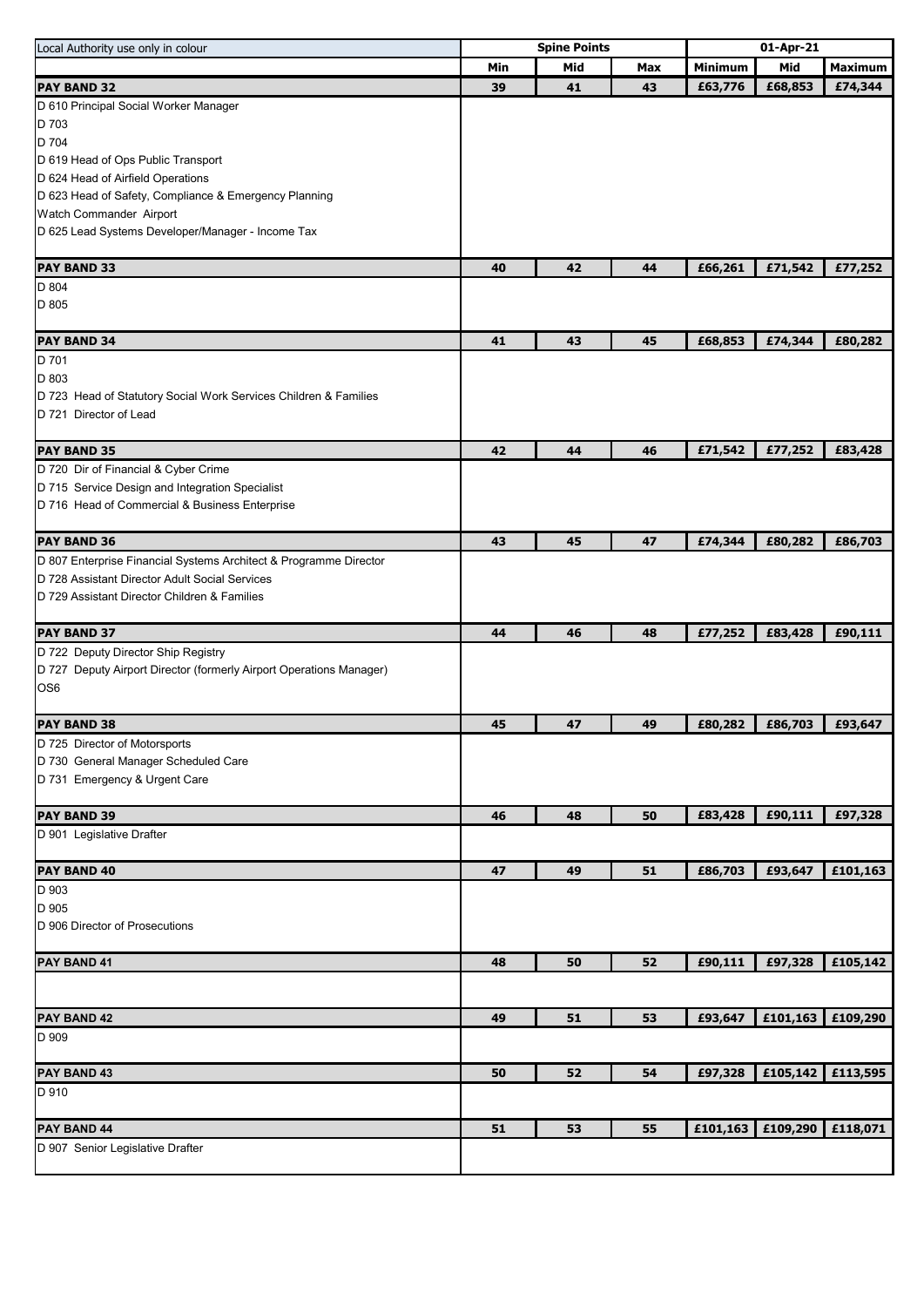| Local Authority use only in colour | Spine Points | | | 01-Apr-21 | | |
|---|---|---|---|---|---|---|
| | Min | Mid | Max | Minimum | Mid | Maximum |
| **PAY BAND 32** | 39 | 41 | 43 | £63,776 | £68,853 | £74,344 |
| D 610 Principal Social Worker Manager<br>D 703<br>D 704<br>D 619 Head of Ops Public Transport<br>D 624 Head of Airfield Operations<br>D 623 Head of Safety, Compliance & Emergency Planning<br>Watch Commander Airport<br>D 625 Lead Systems Developer/Manager - Income Tax | | | | | | |
| **PAY BAND 33** | 40 | 42 | 44 | £66,261 | £71,542 | £77,252 |
| D 804<br>D 805 | | | | | | |
| **PAY BAND 34** | 41 | 43 | 45 | £68,853 | £74,344 | £80,282 |
| D 701<br>D 803<br>D 723 Head of Statutory Social Work Services Children & Families<br>D 721 Director of Lead | | | | | | |
| **PAY BAND 35** | 42 | 44 | 46 | £71,542 | £77,252 | £83,428 |
| D 720 Dir of Financial & Cyber Crime<br>D 715 Service Design and Integration Specialist<br>D 716 Head of Commercial & Business Enterprise | | | | | | |
| **PAY BAND 36** | 43 | 45 | 47 | £74,344 | £80,282 | £86,703 |
| D 807 Enterprise Financial Systems Architect & Programme Director<br>D 728 Assistant Director Adult Social Services<br>D 729 Assistant Director Children & Families | | | | | | |
| **PAY BAND 37** | 44 | 46 | 48 | £77,252 | £83,428 | £90,111 |
| D 722 Deputy Director Ship Registry<br>D 727 Deputy Airport Director (formerly Airport Operations Manager)<br>OS6 | | | | | | |
| **PAY BAND 38** | 45 | 47 | 49 | £80,282 | £86,703 | £93,647 |
| D 725 Director of Motorsports<br>D 730 General Manager Scheduled Care<br>D 731 Emergency & Urgent Care | | | | | | |
| **PAY BAND 39** | 46 | 48 | 50 | £83,428 | £90,111 | £97,328 |
| D 901 Legislative Drafter | | | | | | |
| **PAY BAND 40** | 47 | 49 | 51 | £86,703 | £93,647 | £101,163 |
| D 903<br>D 905<br>D 906 Director of Prosecutions | | | | | | |
| **PAY BAND 41** | 48 | 50 | 52 | £90,111 | £97,328 | £105,142 |
| | | | | | | |
| **PAY BAND 42** | 49 | 51 | 53 | £93,647 | £101,163 | £109,290 |
| D 909 | | | | | | |
| **PAY BAND 43** | 50 | 52 | 54 | £97,328 | £105,142 | £113,595 |
| D 910 | | | | | | |
| **PAY BAND 44** | 51 | 53 | 55 | £101,163 | £109,290 | £118,071 |
| D 907 Senior Legislative Drafter | | | | | | |